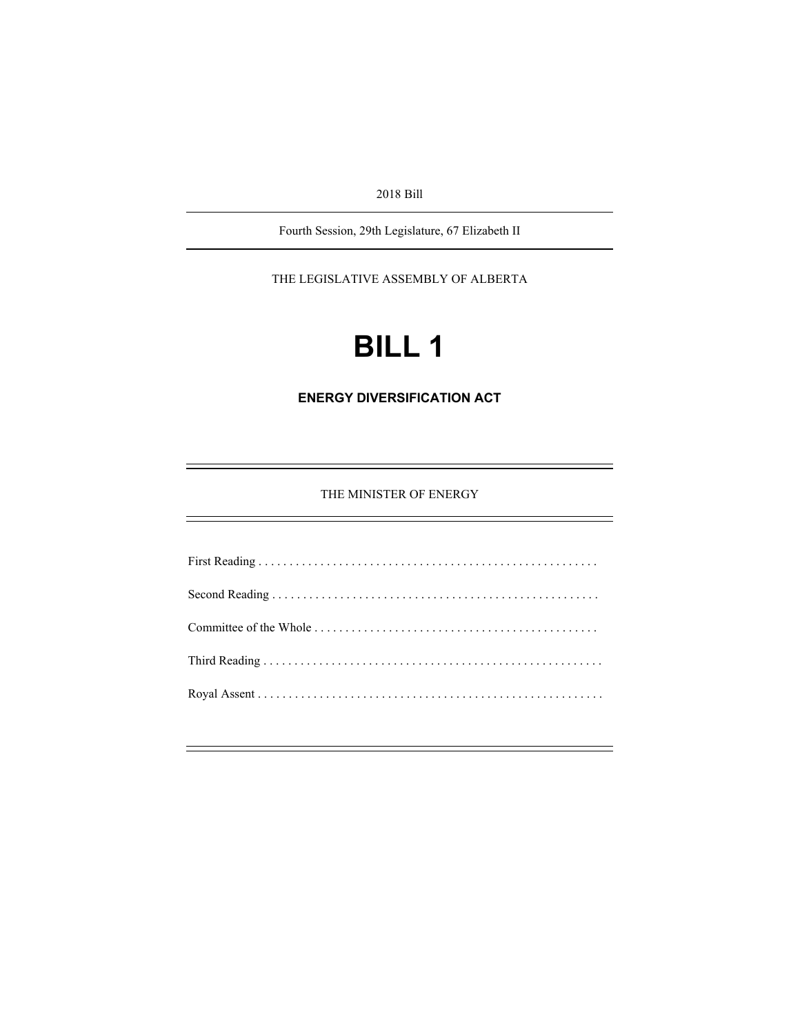2018 Bill

---

Fourth Session, 29th Legislature, 67 Elizabeth II

---

THE LEGISLATIVE ASSEMBLY OF ALBERTA

# BILL 1

## ENERGY DIVERSIFICATION ACT

---

THE MINISTER OF ENERGY

---

First Reading . . . . . . . . . . . . . . . . . . . . . . . . . . . . . . . . . . . . . . . . . . . . . . . . . . . . . .

Second Reading . . . . . . . . . . . . . . . . . . . . . . . . . . . . . . . . . . . . . . . . . . . . . . . . . . . .

Committee of the Whole . . . . . . . . . . . . . . . . . . . . . . . . . . . . . . . . . . . . . . . . . . . . .

Third Reading . . . . . . . . . . . . . . . . . . . . . . . . . . . . . . . . . . . . . . . . . . . . . . . . . . . . . . .

Royal Assent . . . . . . . . . . . . . . . . . . . . . . . . . . . . . . . . . . . . . . . . . . . . . . . . . . . . . . . .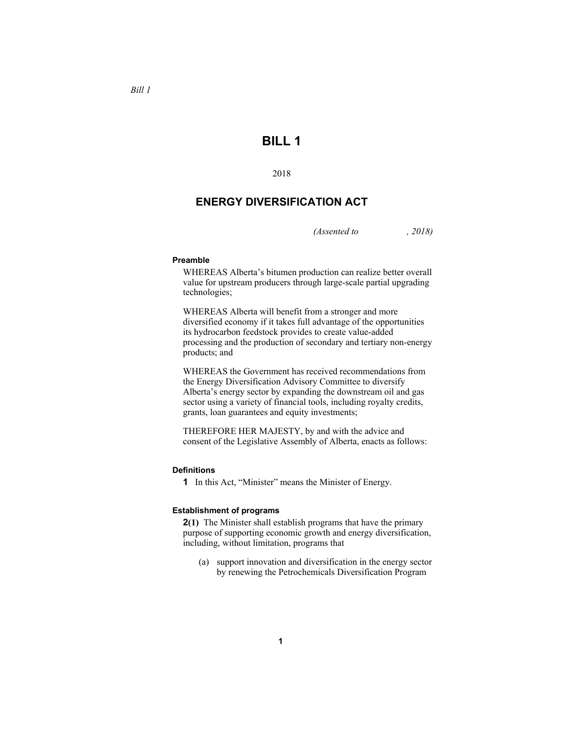# BILL 1

2018

## ENERGY DIVERSIFICATION ACT

*(Assented to , 2018)*

**Preamble**

WHEREAS Alberta's bitumen production can realize better overall value for upstream producers through large-scale partial upgrading technologies;

WHEREAS Alberta will benefit from a stronger and more diversified economy if it takes full advantage of the opportunities its hydrocarbon feedstock provides to create value-added processing and the production of secondary and tertiary non-energy products; and

WHEREAS the Government has received recommendations from the Energy Diversification Advisory Committee to diversify Alberta's energy sector by expanding the downstream oil and gas sector using a variety of financial tools, including royalty credits, grants, loan guarantees and equity investments;

THEREFORE HER MAJESTY, by and with the advice and consent of the Legislative Assembly of Alberta, enacts as follows:

**Definitions**

**1** In this Act, "Minister" means the Minister of Energy.

**Establishment of programs**

**2(1)** The Minister shall establish programs that have the primary purpose of supporting economic growth and energy diversification, including, without limitation, programs that

(a) support innovation and diversification in the energy sector by renewing the Petrochemicals Diversification Program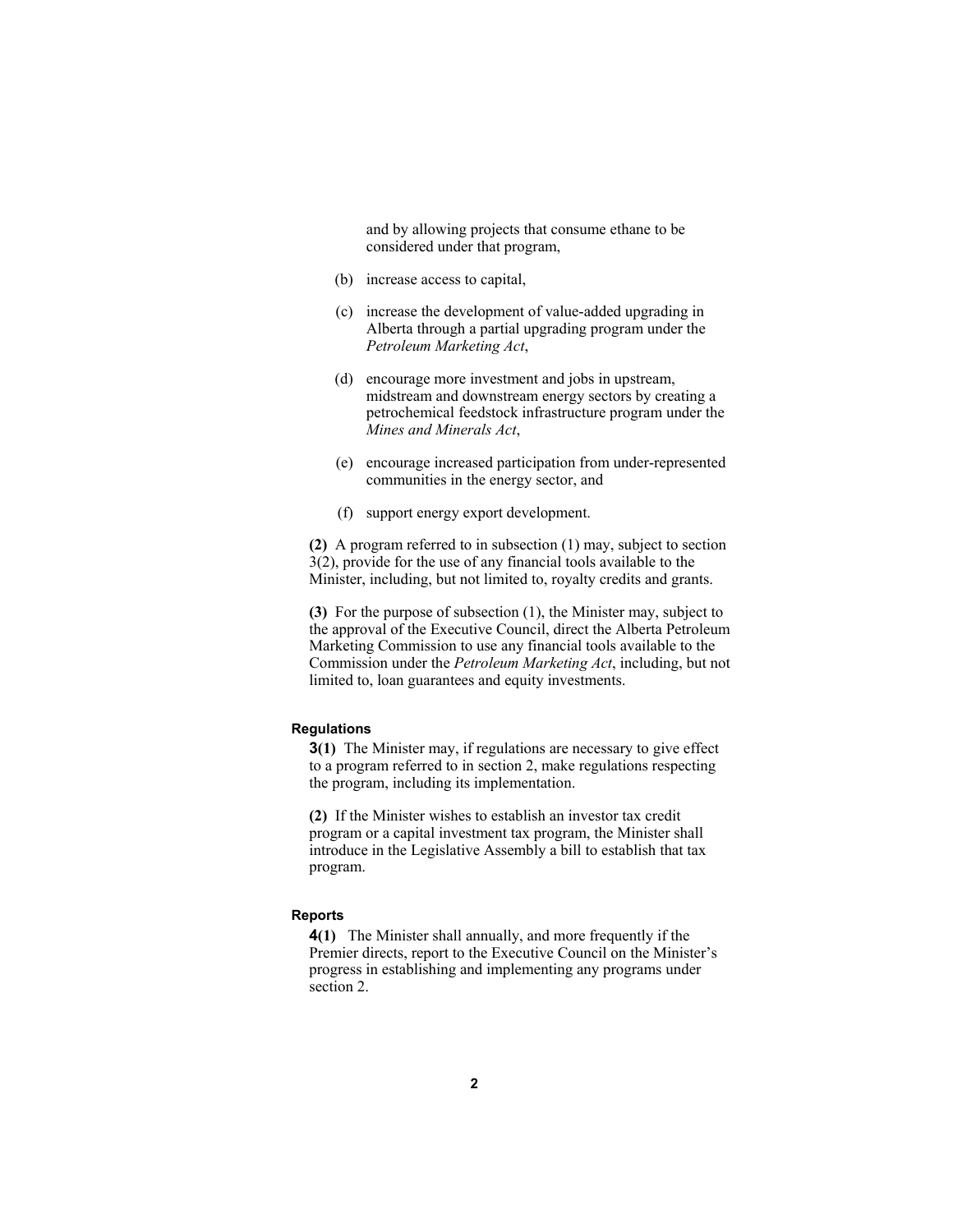and by allowing projects that consume ethane to be considered under that program,

(b) increase access to capital,

(c) increase the development of value-added upgrading in Alberta through a partial upgrading program under the *Petroleum Marketing Act*,

(d) encourage more investment and jobs in upstream, midstream and downstream energy sectors by creating a petrochemical feedstock infrastructure program under the *Mines and Minerals Act*,

(e) encourage increased participation from under-represented communities in the energy sector, and

(f) support energy export development.

**(2)** A program referred to in subsection (1) may, subject to section 3(2), provide for the use of any financial tools available to the Minister, including, but not limited to, royalty credits and grants.

**(3)** For the purpose of subsection (1), the Minister may, subject to the approval of the Executive Council, direct the Alberta Petroleum Marketing Commission to use any financial tools available to the Commission under the *Petroleum Marketing Act*, including, but not limited to, loan guarantees and equity investments.

#### Regulations

**3(1)** The Minister may, if regulations are necessary to give effect to a program referred to in section 2, make regulations respecting the program, including its implementation.

**(2)** If the Minister wishes to establish an investor tax credit program or a capital investment tax program, the Minister shall introduce in the Legislative Assembly a bill to establish that tax program.

#### Reports

**4(1)** The Minister shall annually, and more frequently if the Premier directs, report to the Executive Council on the Minister's progress in establishing and implementing any programs under section 2.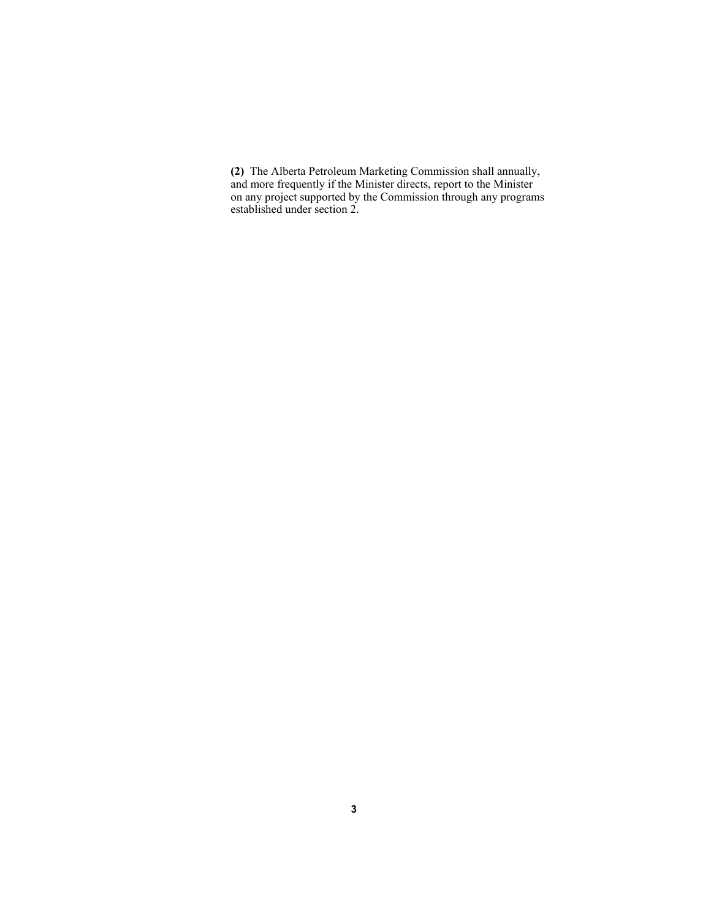**(2)** The Alberta Petroleum Marketing Commission shall annually, and more frequently if the Minister directs, report to the Minister on any project supported by the Commission through any programs established under section 2.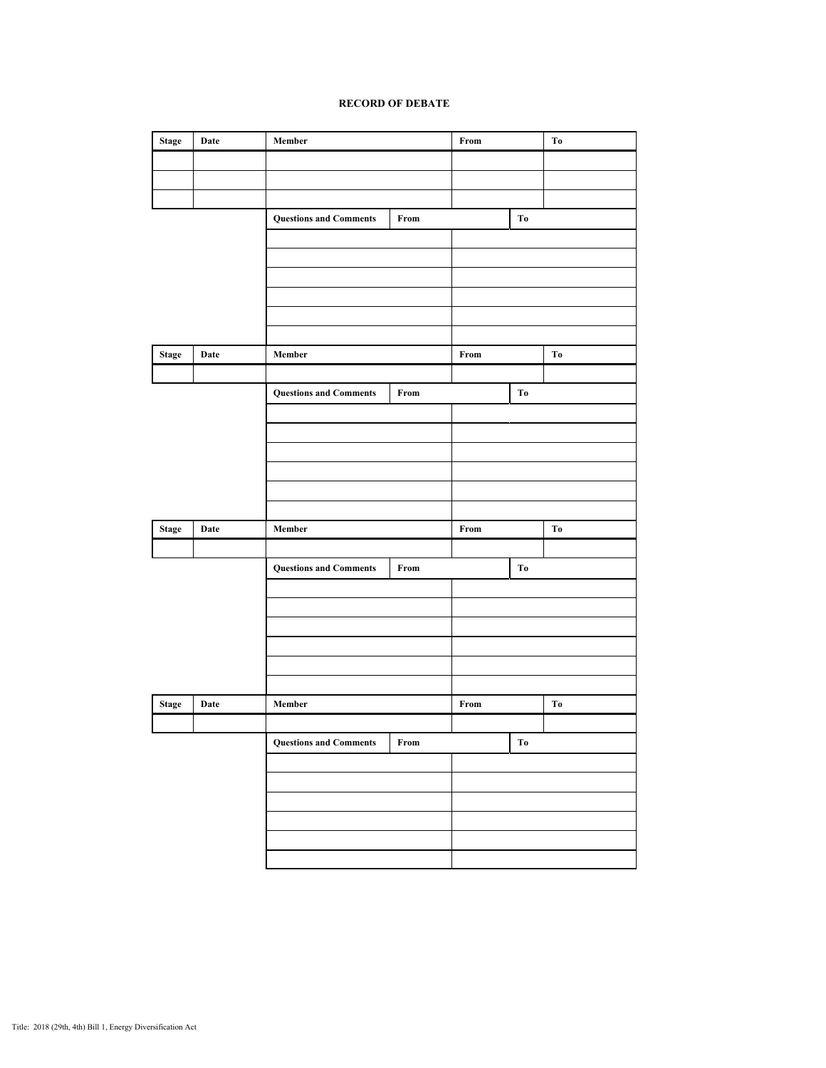**RECORD OF DEBATE**

| Stage | Date | Member | From | To |
|---|---|---|---|---|
| | | | | |
| | | | | |
| | | | | |

| Questions and Comments | From | To |
|---|---|---|
| | | |
| | | |
| | | |
| | | |
| | | |
| | | |

| Stage | Date | Member | From | To |
|---|---|---|---|---|
| | | | | |

| Questions and Comments | From | To |
|---|---|---|
| | | |
| | | |
| | | |
| | | |
| | | |
| | | |

| Stage | Date | Member | From | To |
|---|---|---|---|---|
| | | | | |

| Questions and Comments | From | To |
|---|---|---|
| | | |
| | | |
| | | |
| | | |
| | | |
| | | |

| Stage | Date | Member | From | To |
|---|---|---|---|---|
| | | | | |

| Questions and Comments | From | To |
|---|---|---|
| | | |
| | | |
| | | |
| | | |
| | | |
| | | |